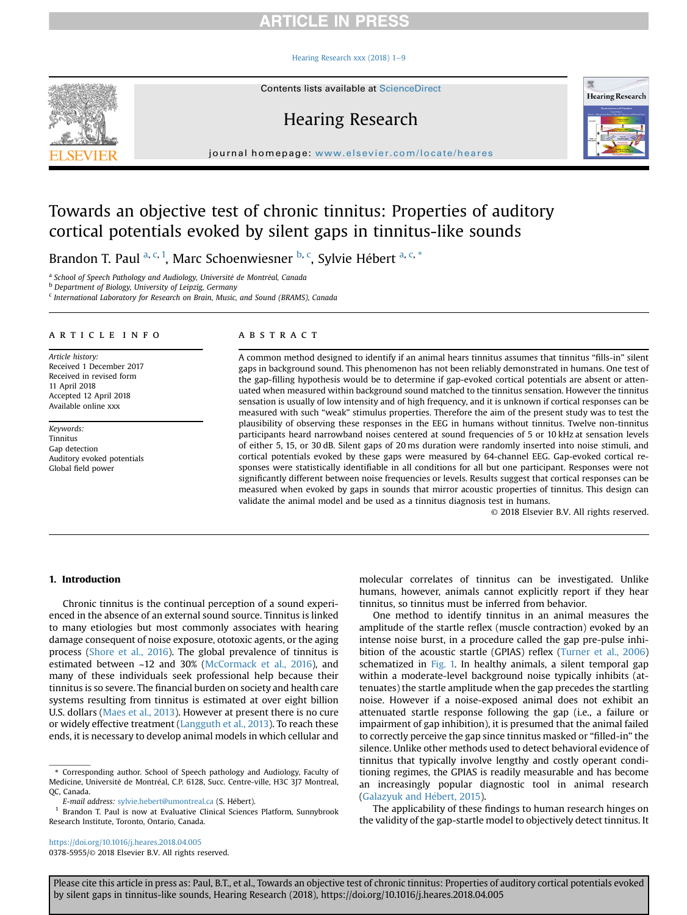# Towards an objective test of chronic tinnitus: Properties of auditory cortical potentials evoked by silent gaps in tinnitus-like sounds

Brandon T. Paul [a, c, 1], Marc Schoenwiesner [b, c], Sylvie Hébert [a, c, *]

[a] School of Speech Pathology and Audiology, Université de Montréal, Canada
[b] Department of Biology, University of Leipzig, Germany
[c] International Laboratory for Research on Brain, Music, and Sound (BRAMS), Canada

**ARTICLE INFO**

*Article history:*
Received 1 December 2017
Received in revised form 11 April 2018
Accepted 12 April 2018
Available online xxx

*Keywords:*
Tinnitus
Gap detection
Auditory evoked potentials
Global field power

**ABSTRACT**

A common method designed to identify if an animal hears tinnitus assumes that tinnitus "fills-in" silent gaps in background sound. This phenomenon has not been reliably demonstrated in humans. One test of the gap-filling hypothesis would be to determine if gap-evoked cortical potentials are absent or attenuated when measured within background sound matched to the tinnitus sensation. However the tinnitus sensation is usually of low intensity and of high frequency, and it is unknown if cortical responses can be measured with such "weak" stimulus properties. Therefore the aim of the present study was to test the plausibility of observing these responses in the EEG in humans without tinnitus. Twelve non-tinnitus participants heard narrowband noises centered at sound frequencies of 5 or 10 kHz at sensation levels of either 5, 15, or 30 dB. Silent gaps of 20 ms duration were randomly inserted into noise stimuli, and cortical potentials evoked by these gaps were measured by 64-channel EEG. Gap-evoked cortical responses were statistically identifiable in all conditions for all but one participant. Responses were not significantly different between noise frequencies or levels. Results suggest that cortical responses can be measured when evoked by gaps in sounds that mirror acoustic properties of tinnitus. This design can validate the animal model and be used as a tinnitus diagnosis test in humans.

© 2018 Elsevier B.V. All rights reserved.

## 1. Introduction

Chronic tinnitus is the continual perception of a sound experienced in the absence of an external sound source. Tinnitus is linked to many etiologies but most commonly associates with hearing damage consequent of noise exposure, ototoxic agents, or the aging process (Shore et al., 2016). The global prevalence of tinnitus is estimated between ~12 and 30% (McCormack et al., 2016), and many of these individuals seek professional help because their tinnitus is so severe. The financial burden on society and health care systems resulting from tinnitus is estimated at over eight billion U.S. dollars (Maes et al., 2013). However at present there is no cure or widely effective treatment (Langguth et al., 2013). To reach these ends, it is necessary to develop animal models in which cellular and molecular correlates of tinnitus can be investigated. Unlike humans, however, animals cannot explicitly report if they hear tinnitus, so tinnitus must be inferred from behavior.

One method to identify tinnitus in an animal measures the amplitude of the startle reflex (muscle contraction) evoked by an intense noise burst, in a procedure called the gap pre-pulse inhibition of the acoustic startle (GPIAS) reflex (Turner et al., 2006) schematized in Fig. 1. In healthy animals, a silent temporal gap within a moderate-level background noise typically inhibits (attenuates) the startle amplitude when the gap precedes the startling noise. However if a noise-exposed animal does not exhibit an attenuated startle response following the gap (i.e., a failure or impairment of gap inhibition), it is presumed that the animal failed to correctly perceive the gap since tinnitus masked or "filled-in" the silence. Unlike other methods used to detect behavioral evidence of tinnitus that typically involve lengthy and costly operant conditioning regimes, the GPIAS is readily measurable and has become an increasingly popular diagnostic tool in animal research (Galazyuk and Hébert, 2015).

The applicability of these findings to human research hinges on the validity of the gap-startle model to objectively detect tinnitus. It

---

* Corresponding author. School of Speech pathology and Audiology, Faculty of Medicine, Université de Montréal, C.P. 6128, Succ. Centre-ville, H3C 3J7 Montreal, QC, Canada.
*E-mail address:* sylvie.hebert@umontreal.ca (S. Hébert).
[1] Brandon T. Paul is now at Evaluative Clinical Sciences Platform, Sunnybrook Research Institute, Toronto, Ontario, Canada.

https://doi.org/10.1016/j.heares.2018.04.005
0378-5955/© 2018 Elsevier B.V. All rights reserved.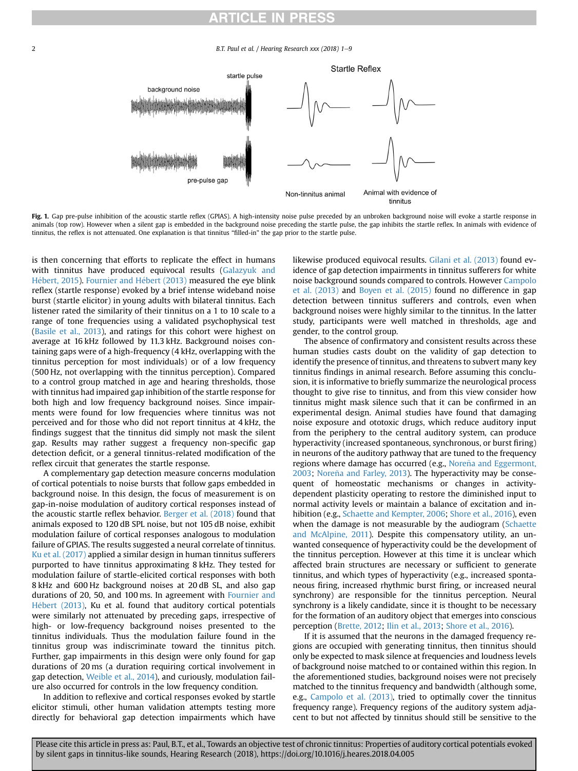Fig. 1. Gap pre-pulse inhibition of the acoustic startle reflex (GPIAS). A high-intensity noise pulse preceded by an unbroken background noise will evoke a startle response in animals (top row). However when a silent gap is embedded in the background noise preceding the startle pulse, the gap inhibits the startle reflex. In animals with evidence of tinnitus, the reflex is not attenuated. One explanation is that tinnitus "filled-in" the gap prior to the startle pulse.

is then concerning that efforts to replicate the effect in humans with tinnitus have produced equivocal results (Galazyuk and Hébert, 2015). Fournier and Hébert (2013) measured the eye blink reflex (startle response) evoked by a brief intense wideband noise burst (startle elicitor) in young adults with bilateral tinnitus. Each listener rated the similarity of their tinnitus on a 1 to 10 scale to a range of tone frequencies using a validated psychophysical test (Basile et al., 2013), and ratings for this cohort were highest on average at 16 kHz followed by 11.3 kHz. Background noises containing gaps were of a high-frequency (4 kHz, overlapping with the tinnitus perception for most individuals) or of a low frequency (500 Hz, not overlapping with the tinnitus perception). Compared to a control group matched in age and hearing thresholds, those with tinnitus had impaired gap inhibition of the startle response for both high and low frequency background noises. Since impairments were found for low frequencies where tinnitus was not perceived and for those who did not report tinnitus at 4 kHz, the findings suggest that the tinnitus did simply not mask the silent gap. Results may rather suggest a frequency non-specific gap detection deficit, or a general tinnitus-related modification of the reflex circuit that generates the startle response.

A complementary gap detection measure concerns modulation of cortical potentials to noise bursts that follow gaps embedded in background noise. In this design, the focus of measurement is on gap-in-noise modulation of auditory cortical responses instead of the acoustic startle reflex behavior. Berger et al. (2018) found that animals exposed to 120 dB SPL noise, but not 105 dB noise, exhibit modulation failure of cortical responses analogous to modulation failure of GPIAS. The results suggested a neural correlate of tinnitus. Ku et al. (2017) applied a similar design in human tinnitus sufferers purported to have tinnitus approximating 8 kHz. They tested for modulation failure of startle-elicited cortical responses with both 8 kHz and 600 Hz background noises at 20 dB SL, and also gap durations of 20, 50, and 100 ms. In agreement with Fournier and Hébert (2013), Ku et al. found that auditory cortical potentials were similarly not attenuated by preceding gaps, irrespective of high- or low-frequency background noises presented to the tinnitus individuals. Thus the modulation failure found in the tinnitus group was indiscriminate toward the tinnitus pitch. Further, gap impairments in this design were only found for gap durations of 20 ms (a duration requiring cortical involvement in gap detection, Weible et al., 2014), and curiously, modulation failure also occurred for controls in the low frequency condition.

In addition to reflexive and cortical responses evoked by startle elicitor stimuli, other human validation attempts testing more directly for behavioral gap detection impairments which have likewise produced equivocal results. Gilani et al. (2013) found evidence of gap detection impairments in tinnitus sufferers for white noise background sounds compared to controls. However Campolo et al. (2013) and Boyen et al. (2015) found no difference in gap detection between tinnitus sufferers and controls, even when background noises were highly similar to the tinnitus. In the latter study, participants were well matched in thresholds, age and gender, to the control group.

The absence of confirmatory and consistent results across these human studies casts doubt on the validity of gap detection to identify the presence of tinnitus, and threatens to subvert many key tinnitus findings in animal research. Before assuming this conclusion, it is informative to briefly summarize the neurological process thought to give rise to tinnitus, and from this view consider how tinnitus might mask silence such that it can be confirmed in an experimental design. Animal studies have found that damaging noise exposure and ototoxic drugs, which reduce auditory input from the periphery to the central auditory system, can produce hyperactivity (increased spontaneous, synchronous, or burst firing) in neurons of the auditory pathway that are tuned to the frequency regions where damage has occurred (e.g., Noreña and Eggermont, 2003; Noreña and Farley, 2013). The hyperactivity may be consequent of homeostatic mechanisms or changes in activity-dependent plasticity operating to restore the diminished input to normal activity levels or maintain a balance of excitation and inhibition (e.g., Schaette and Kempter, 2006; Shore et al., 2016), even when the damage is not measurable by the audiogram (Schaette and McAlpine, 2011). Despite this compensatory utility, an unwanted consequence of hyperactivity could be the development of the tinnitus perception. However at this time it is unclear which affected brain structures are necessary or sufficient to generate tinnitus, and which types of hyperactivity (e.g., increased spontaneous firing, increased rhythmic burst firing, or increased neural synchrony) are responsible for the tinnitus perception. Neural synchrony is a likely candidate, since it is thought to be necessary for the formation of an auditory object that emerges into conscious perception (Brette, 2012; Ilin et al., 2013; Shore et al., 2016).

If it is assumed that the neurons in the damaged frequency regions are occupied with generating tinnitus, then tinnitus should only be expected to mask silence at frequencies and loudness levels of background noise matched to or contained within this region. In the aforementioned studies, background noises were not precisely matched to the tinnitus frequency and bandwidth (although some, e.g., Campolo et al. (2013), tried to optimally cover the tinnitus frequency range). Frequency regions of the auditory system adjacent to but not affected by tinnitus should still be sensitive to the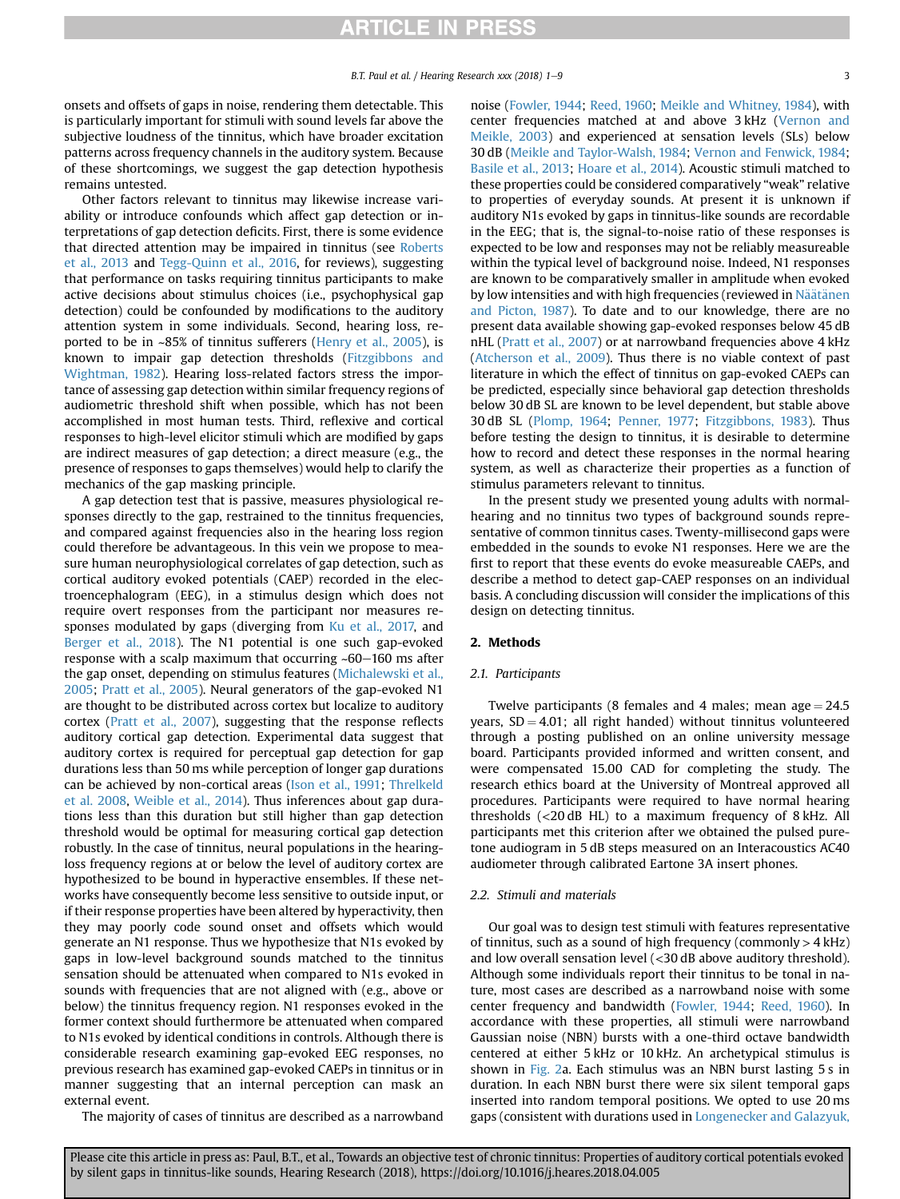onsets and offsets of gaps in noise, rendering them detectable. This is particularly important for stimuli with sound levels far above the subjective loudness of the tinnitus, which have broader excitation patterns across frequency channels in the auditory system. Because of these shortcomings, we suggest the gap detection hypothesis remains untested.

Other factors relevant to tinnitus may likewise increase variability or introduce confounds which affect gap detection or interpretations of gap detection deficits. First, there is some evidence that directed attention may be impaired in tinnitus (see Roberts et al., 2013 and Tegg-Quinn et al., 2016, for reviews), suggesting that performance on tasks requiring tinnitus participants to make active decisions about stimulus choices (i.e., psychophysical gap detection) could be confounded by modifications to the auditory attention system in some individuals. Second, hearing loss, reported to be in ~85% of tinnitus sufferers (Henry et al., 2005), is known to impair gap detection thresholds (Fitzgibbons and Wightman, 1982). Hearing loss-related factors stress the importance of assessing gap detection within similar frequency regions of audiometric threshold shift when possible, which has not been accomplished in most human tests. Third, reflexive and cortical responses to high-level elicitor stimuli which are modified by gaps are indirect measures of gap detection; a direct measure (e.g., the presence of responses to gaps themselves) would help to clarify the mechanics of the gap masking principle.

A gap detection test that is passive, measures physiological responses directly to the gap, restrained to the tinnitus frequencies, and compared against frequencies also in the hearing loss region could therefore be advantageous. In this vein we propose to measure human neurophysiological correlates of gap detection, such as cortical auditory evoked potentials (CAEP) recorded in the electroencephalogram (EEG), in a stimulus design which does not require overt responses from the participant nor measures responses modulated by gaps (diverging from Ku et al., 2017, and Berger et al., 2018). The N1 potential is one such gap-evoked response with a scalp maximum that occurring ~60–160 ms after the gap onset, depending on stimulus features (Michalewski et al., 2005; Pratt et al., 2005). Neural generators of the gap-evoked N1 are thought to be distributed across cortex but localize to auditory cortex (Pratt et al., 2007), suggesting that the response reflects auditory cortical gap detection. Experimental data suggest that auditory cortex is required for perceptual gap detection for gap durations less than 50 ms while perception of longer gap durations can be achieved by non-cortical areas (Ison et al., 1991; Threlkeld et al. 2008, Weible et al., 2014). Thus inferences about gap durations less than this duration but still higher than gap detection threshold would be optimal for measuring cortical gap detection robustly. In the case of tinnitus, neural populations in the hearing-loss frequency regions at or below the level of auditory cortex are hypothesized to be bound in hyperactive ensembles. If these networks have consequently become less sensitive to outside input, or if their response properties have been altered by hyperactivity, then they may poorly code sound onset and offsets which would generate an N1 response. Thus we hypothesize that N1s evoked by gaps in low-level background sounds matched to the tinnitus sensation should be attenuated when compared to N1s evoked in sounds with frequencies that are not aligned with (e.g., above or below) the tinnitus frequency region. N1 responses evoked in the former context should furthermore be attenuated when compared to N1s evoked by identical conditions in controls. Although there is considerable research examining gap-evoked EEG responses, no previous research has examined gap-evoked CAEPs in tinnitus or in manner suggesting that an internal perception can mask an external event.

The majority of cases of tinnitus are described as a narrowband noise (Fowler, 1944; Reed, 1960; Meikle and Whitney, 1984), with center frequencies matched at and above 3 kHz (Vernon and Meikle, 2003) and experienced at sensation levels (SLs) below 30 dB (Meikle and Taylor-Walsh, 1984; Vernon and Fenwick, 1984; Basile et al., 2013; Hoare et al., 2014). Acoustic stimuli matched to these properties could be considered comparatively "weak" relative to properties of everyday sounds. At present it is unknown if auditory N1s evoked by gaps in tinnitus-like sounds are recordable in the EEG; that is, the signal-to-noise ratio of these responses is expected to be low and responses may not be reliably measureable within the typical level of background noise. Indeed, N1 responses are known to be comparatively smaller in amplitude when evoked by low intensities and with high frequencies (reviewed in Näätänen and Picton, 1987). To date and to our knowledge, there are no present data available showing gap-evoked responses below 45 dB nHL (Pratt et al., 2007) or at narrowband frequencies above 4 kHz (Atcherson et al., 2009). Thus there is no viable context of past literature in which the effect of tinnitus on gap-evoked CAEPs can be predicted, especially since behavioral gap detection thresholds below 30 dB SL are known to be level dependent, but stable above 30 dB SL (Plomp, 1964; Penner, 1977; Fitzgibbons, 1983). Thus before testing the design to tinnitus, it is desirable to determine how to record and detect these responses in the normal hearing system, as well as characterize their properties as a function of stimulus parameters relevant to tinnitus.

In the present study we presented young adults with normal-hearing and no tinnitus two types of background sounds representative of common tinnitus cases. Twenty-millisecond gaps were embedded in the sounds to evoke N1 responses. Here we are the first to report that these events do evoke measureable CAEPs, and describe a method to detect gap-CAEP responses on an individual basis. A concluding discussion will consider the implications of this design on detecting tinnitus.

## 2. Methods

### 2.1. Participants

Twelve participants (8 females and 4 males; mean age = 24.5 years, SD = 4.01; all right handed) without tinnitus volunteered through a posting published on an online university message board. Participants provided informed and written consent, and were compensated 15.00 CAD for completing the study. The research ethics board at the University of Montreal approved all procedures. Participants were required to have normal hearing thresholds (<20 dB HL) to a maximum frequency of 8 kHz. All participants met this criterion after we obtained the pulsed pure-tone audiogram in 5 dB steps measured on an Interacoustics AC40 audiometer through calibrated Eartone 3A insert phones.

### 2.2. Stimuli and materials

Our goal was to design test stimuli with features representative of tinnitus, such as a sound of high frequency (commonly > 4 kHz) and low overall sensation level (<30 dB above auditory threshold). Although some individuals report their tinnitus to be tonal in nature, most cases are described as a narrowband noise with some center frequency and bandwidth (Fowler, 1944; Reed, 1960). In accordance with these properties, all stimuli were narrowband Gaussian noise (NBN) bursts with a one-third octave bandwidth centered at either 5 kHz or 10 kHz. An archetypical stimulus is shown in Fig. 2a. Each stimulus was an NBN burst lasting 5 s in duration. In each NBN burst there were six silent temporal gaps inserted into random temporal positions. We opted to use 20 ms gaps (consistent with durations used in Longenecker and Galazyuk,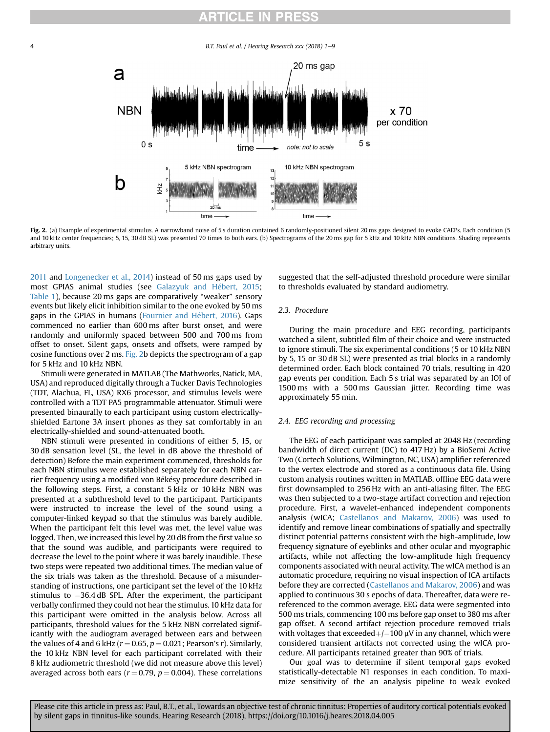Fig. 2. (a) Example of experimental stimulus. A narrowband noise of 5 s duration contained 6 randomly-positioned silent 20 ms gaps designed to evoke CAEPs. Each condition (5 and 10 kHz center frequencies; 5, 15, 30 dB SL) was presented 70 times to both ears. (b) Spectrograms of the 20 ms gap for 5 kHz and 10 kHz NBN conditions. Shading represents arbitrary units.

2011 and Longenecker et al., 2014) instead of 50 ms gaps used by most GPIAS animal studies (see Galazyuk and Hébert, 2015; Table 1), because 20 ms gaps are comparatively "weaker" sensory events but likely elicit inhibition similar to the one evoked by 50 ms gaps in the GPIAS in humans (Fournier and Hébert, 2016). Gaps commenced no earlier than 600 ms after burst onset, and were randomly and uniformly spaced between 500 and 700 ms from offset to onset. Silent gaps, onsets and offsets, were ramped by cosine functions over 2 ms. Fig. 2b depicts the spectrogram of a gap for 5 kHz and 10 kHz NBN.

Stimuli were generated in MATLAB (The Mathworks, Natick, MA, USA) and reproduced digitally through a Tucker Davis Technologies (TDT, Alachua, FL, USA) RX6 processor, and stimulus levels were controlled with a TDT PA5 programmable attenuator. Stimuli were presented binaurally to each participant using custom electrically-shielded Eartone 3A insert phones as they sat comfortably in an electrically-shielded and sound-attenuated booth.

NBN stimuli were presented in conditions of either 5, 15, or 30 dB sensation level (SL, the level in dB above the threshold of detection) Before the main experiment commenced, thresholds for each NBN stimulus were established separately for each NBN carrier frequency using a modified von Békésy procedure described in the following steps. First, a constant 5 kHz or 10 kHz NBN was presented at a subthreshold level to the participant. Participants were instructed to increase the level of the sound using a computer-linked keypad so that the stimulus was barely audible. When the participant felt this level was met, the level value was logged. Then, we increased this level by 20 dB from the first value so that the sound was audible, and participants were required to decrease the level to the point where it was barely inaudible. These two steps were repeated two additional times. The median value of the six trials was taken as the threshold. Because of a misunderstanding of instructions, one participant set the level of the 10 kHz stimulus to −36.4 dB SPL. After the experiment, the participant verbally confirmed they could not hear the stimulus. 10 kHz data for this participant were omitted in the analysis below. Across all participants, threshold values for the 5 kHz NBN correlated significantly with the audiogram averaged between ears and between the values of 4 and 6 kHz ($r = 0.65$, $p = 0.021$; Pearson's $r$). Similarly, the 10 kHz NBN level for each participant correlated with their 8 kHz audiometric threshold (we did not measure above this level) averaged across both ears ($r = 0.79$, $p = 0.004$). These correlations suggested that the self-adjusted threshold procedure were similar to thresholds evaluated by standard audiometry.

### 2.3. Procedure

During the main procedure and EEG recording, participants watched a silent, subtitled film of their choice and were instructed to ignore stimuli. The six experimental conditions (5 or 10 kHz NBN by 5, 15 or 30 dB SL) were presented as trial blocks in a randomly determined order. Each block contained 70 trials, resulting in 420 gap events per condition. Each 5 s trial was separated by an IOI of 1500 ms with a 500 ms Gaussian jitter. Recording time was approximately 55 min.

### 2.4. EEG recording and processing

The EEG of each participant was sampled at 2048 Hz (recording bandwidth of direct current (DC) to 417 Hz) by a BioSemi Active Two (Cortech Solutions, Wilmington, NC, USA) amplifier referenced to the vertex electrode and stored as a continuous data file. Using custom analysis routines written in MATLAB, offline EEG data were first downsampled to 256 Hz with an anti-aliasing filter. The EEG was then subjected to a two-stage artifact correction and rejection procedure. First, a wavelet-enhanced independent components analysis (wICA; Castellanos and Makarov, 2006) was used to identify and remove linear combinations of spatially and spectrally distinct potential patterns consistent with the high-amplitude, low frequency signature of eyeblinks and other ocular and myographic artifacts, while not affecting the low-amplitude high frequency components associated with neural activity. The wICA method is an automatic procedure, requiring no visual inspection of ICA artifacts before they are corrected (Castellanos and Makarov, 2006) and was applied to continuous 30 s epochs of data. Thereafter, data were re-referenced to the common average. EEG data were segmented into 500 ms trials, commencing 100 ms before gap onset to 380 ms after gap offset. A second artifact rejection procedure removed trials with voltages that exceeded +/−100 μV in any channel, which were considered transient artifacts not corrected using the wICA procedure. All participants retained greater than 90% of trials.

Our goal was to determine if silent temporal gaps evoked statistically-detectable N1 responses in each condition. To maximize sensitivity of the an analysis pipeline to weak evoked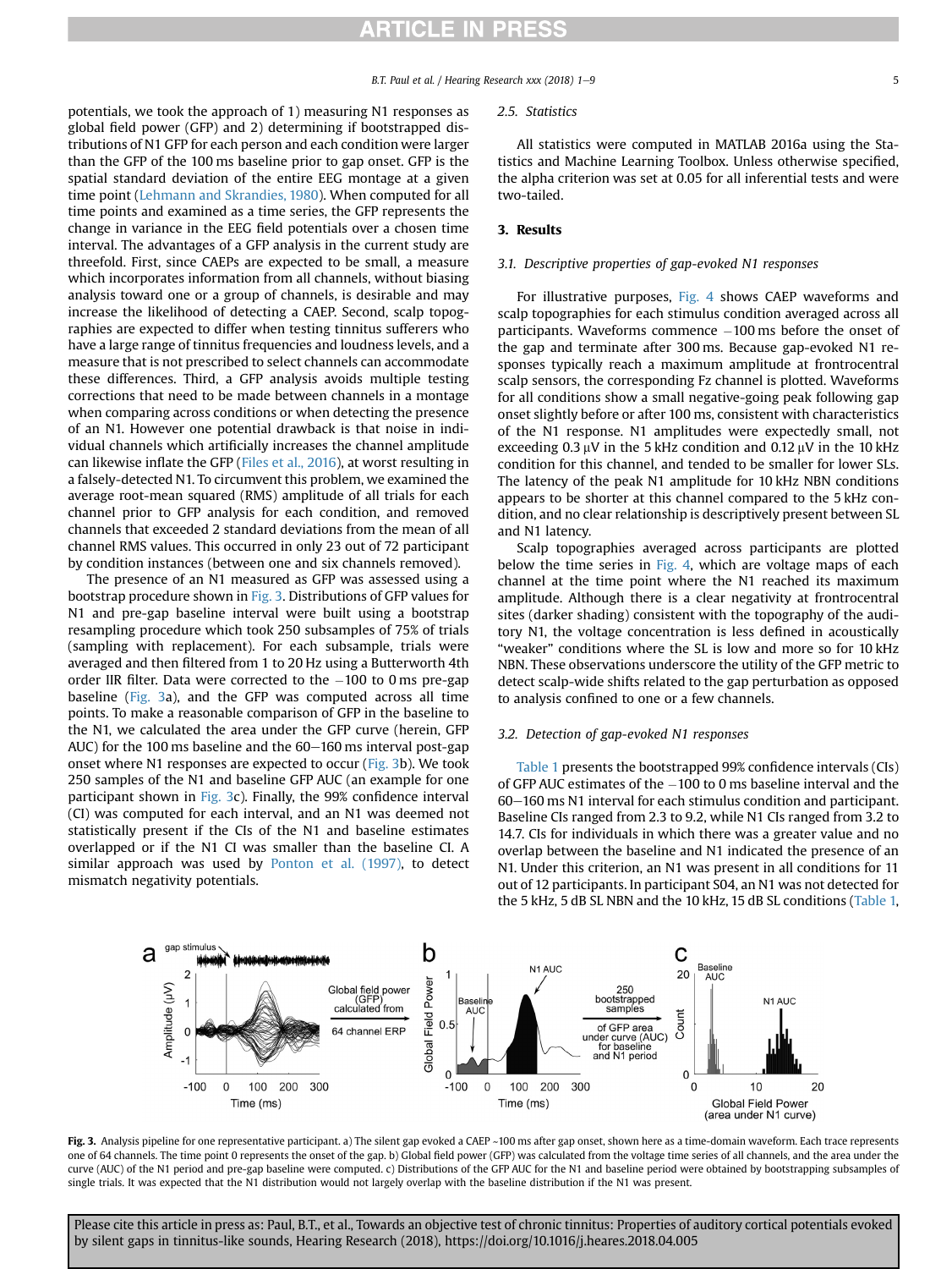potentials, we took the approach of 1) measuring N1 responses as global field power (GFP) and 2) determining if bootstrapped distributions of N1 GFP for each person and each condition were larger than the GFP of the 100 ms baseline prior to gap onset. GFP is the spatial standard deviation of the entire EEG montage at a given time point (Lehmann and Skrandies, 1980). When computed for all time points and examined as a time series, the GFP represents the change in variance in the EEG field potentials over a chosen time interval. The advantages of a GFP analysis in the current study are threefold. First, since CAEPs are expected to be small, a measure which incorporates information from all channels, without biasing analysis toward one or a group of channels, is desirable and may increase the likelihood of detecting a CAEP. Second, scalp topographies are expected to differ when testing tinnitus sufferers who have a large range of tinnitus frequencies and loudness levels, and a measure that is not prescribed to select channels can accommodate these differences. Third, a GFP analysis avoids multiple testing corrections that need to be made between channels in a montage when comparing across conditions or when detecting the presence of an N1. However one potential drawback is that noise in individual channels which artificially increases the channel amplitude can likewise inflate the GFP (Files et al., 2016), at worst resulting in a falsely-detected N1. To circumvent this problem, we examined the average root-mean squared (RMS) amplitude of all trials for each channel prior to GFP analysis for each condition, and removed channels that exceeded 2 standard deviations from the mean of all channel RMS values. This occurred in only 23 out of 72 participant by condition instances (between one and six channels removed).

The presence of an N1 measured as GFP was assessed using a bootstrap procedure shown in Fig. 3. Distributions of GFP values for N1 and pre-gap baseline interval were built using a bootstrap resampling procedure which took 250 subsamples of 75% of trials (sampling with replacement). For each subsample, trials were averaged and then filtered from 1 to 20 Hz using a Butterworth 4th order IIR filter. Data were corrected to the −100 to 0 ms pre-gap baseline (Fig. 3a), and the GFP was computed across all time points. To make a reasonable comparison of GFP in the baseline to the N1, we calculated the area under the GFP curve (herein, GFP AUC) for the 100 ms baseline and the 60−160 ms interval post-gap onset where N1 responses are expected to occur (Fig. 3b). We took 250 samples of the N1 and baseline GFP AUC (an example for one participant shown in Fig. 3c). Finally, the 99% confidence interval (CI) was computed for each interval, and an N1 was deemed not statistically present if the CIs of the N1 and baseline estimates overlapped or if the N1 CI was smaller than the baseline CI. A similar approach was used by Ponton et al. (1997), to detect mismatch negativity potentials.

### 2.5. Statistics

All statistics were computed in MATLAB 2016a using the Statistics and Machine Learning Toolbox. Unless otherwise specified, the alpha criterion was set at 0.05 for all inferential tests and were two-tailed.

## 3. Results

### 3.1. Descriptive properties of gap-evoked N1 responses

For illustrative purposes, Fig. 4 shows CAEP waveforms and scalp topographies for each stimulus condition averaged across all participants. Waveforms commence −100 ms before the onset of the gap and terminate after 300 ms. Because gap-evoked N1 responses typically reach a maximum amplitude at frontocentral scalp sensors, the corresponding Fz channel is plotted. Waveforms for all conditions show a small negative-going peak following gap onset slightly before or after 100 ms, consistent with characteristics of the N1 response. N1 amplitudes were expectedly small, not exceeding 0.3 μV in the 5 kHz condition and 0.12 μV in the 10 kHz condition for this channel, and tended to be smaller for lower SLs. The latency of the peak N1 amplitude for 10 kHz NBN conditions appears to be shorter at this channel compared to the 5 kHz condition, and no clear relationship is descriptively present between SL and N1 latency.

Scalp topographies averaged across participants are plotted below the time series in Fig. 4, which are voltage maps of each channel at the time point where the N1 reached its maximum amplitude. Although there is a clear negativity at frontocentral sites (darker shading) consistent with the topography of the auditory N1, the voltage concentration is less defined in acoustically "weaker" conditions where the SL is low and more so for 10 kHz NBN. These observations underscore the utility of the GFP metric to detect scalp-wide shifts related to the gap perturbation as opposed to analysis confined to one or a few channels.

### 3.2. Detection of gap-evoked N1 responses

Table 1 presents the bootstrapped 99% confidence intervals (CIs) of GFP AUC estimates of the −100 to 0 ms baseline interval and the 60−160 ms N1 interval for each stimulus condition and participant. Baseline CIs ranged from 2.3 to 9.2, while N1 CIs ranged from 3.2 to 14.7. CIs for individuals in which there was a greater value and no overlap between the baseline and N1 indicated the presence of an N1. Under this criterion, an N1 was present in all conditions for 11 out of 12 participants. In participant S04, an N1 was not detected for the 5 kHz, 5 dB SL NBN and the 10 kHz, 15 dB SL conditions (Table 1,

**Fig. 3.** Analysis pipeline for one representative participant. a) The silent gap evoked a CAEP ~100 ms after gap onset, shown here as a time-domain waveform. Each trace represents one of 64 channels. The time point 0 represents the onset of the gap. b) Global field power (GFP) was calculated from the voltage time series of all channels, and the area under the curve (AUC) of the N1 period and pre-gap baseline were computed. c) Distributions of the GFP AUC for the N1 and baseline period were obtained by bootstrapping subsamples of single trials. It was expected that the N1 distribution would not largely overlap with the baseline distribution if the N1 was present.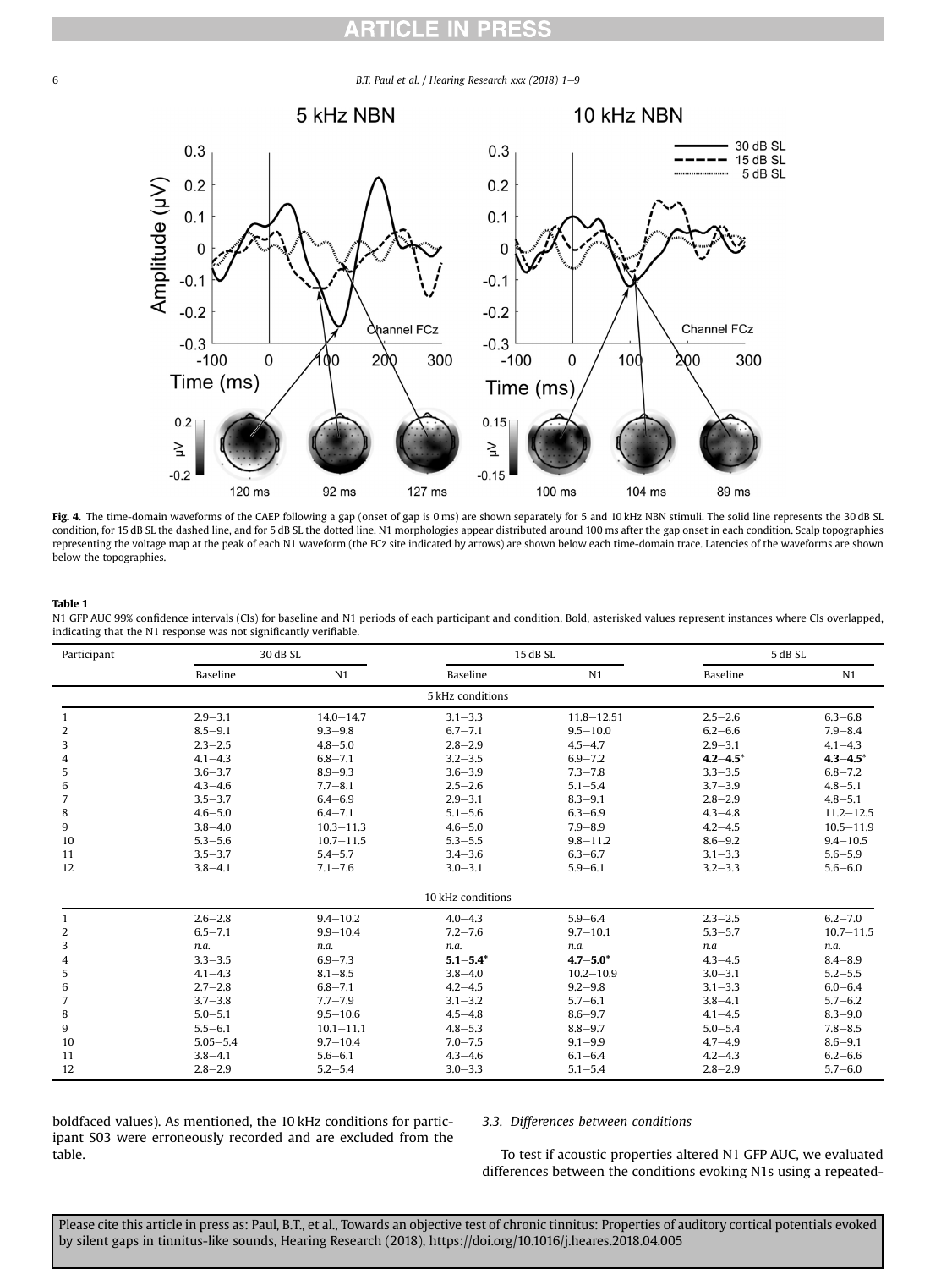**Fig. 4.** The time-domain waveforms of the CAEP following a gap (onset of gap is 0 ms) are shown separately for 5 and 10 kHz NBN stimuli. The solid line represents the 30 dB SL condition, for 15 dB SL the dashed line, and for 5 dB SL the dotted line. N1 morphologies appear distributed around 100 ms after the gap onset in each condition. Scalp topographies representing the voltage map at the peak of each N1 waveform (the FCz site indicated by arrows) are shown below each time-domain trace. Latencies of the waveforms are shown below the topographies.

**Table 1**
N1 GFP AUC 99% confidence intervals (CIs) for baseline and N1 periods of each participant and condition. Bold, asterisked values represent instances where CIs overlapped, indicating that the N1 response was not significantly verifiable.

| Participant | 30 dB SL | | 15 dB SL | | 5 dB SL | |
|---|---|---|---|---|---|---|
| | Baseline | N1 | Baseline | N1 | Baseline | N1 |
| **5 kHz conditions** | | | | | | |
| 1 | 2.9–3.1 | 14.0–14.7 | 3.1–3.3 | 11.8–12.51 | 2.5–2.6 | 6.3–6.8 |
| 2 | 8.5–9.1 | 9.3–9.8 | 6.7–7.1 | 9.5–10.0 | 6.2–6.6 | 7.9–8.4 |
| 3 | 2.3–2.5 | 4.8–5.0 | 2.8–2.9 | 4.5–4.7 | 2.9–3.1 | 4.1–4.3 |
| 4 | 4.1–4.3 | 6.8–7.1 | 3.2–3.5 | 6.9–7.2 | **4.2–4.5*** | **4.3–4.5*** |
| 5 | 3.6–3.7 | 8.9–9.3 | 3.6–3.9 | 7.3–7.8 | 3.3–3.5 | 6.8–7.2 |
| 6 | 4.3–4.6 | 7.7–8.1 | 2.5–2.6 | 5.1–5.4 | 3.7–3.9 | 4.8–5.1 |
| 7 | 3.5–3.7 | 6.4–6.9 | 2.9–3.1 | 8.3–9.1 | 2.8–2.9 | 4.8–5.1 |
| 8 | 4.6–5.0 | 6.4–7.1 | 5.1–5.6 | 6.3–6.9 | 4.3–4.8 | 11.2–12.5 |
| 9 | 3.8–4.0 | 10.3–11.3 | 4.6–5.0 | 7.9–8.9 | 4.2–4.5 | 10.5–11.9 |
| 10 | 5.3–5.6 | 10.7–11.5 | 5.3–5.5 | 9.8–11.2 | 8.6–9.2 | 9.4–10.5 |
| 11 | 3.5–3.7 | 5.4–5.7 | 3.4–3.6 | 6.3–6.7 | 3.1–3.3 | 5.6–5.9 |
| 12 | 3.8–4.1 | 7.1–7.6 | 3.0–3.1 | 5.9–6.1 | 3.2–3.3 | 5.6–6.0 |
| **10 kHz conditions** | | | | | | |
| 1 | 2.6–2.8 | 9.4–10.2 | 4.0–4.3 | 5.9–6.4 | 2.3–2.5 | 6.2–7.0 |
| 2 | 6.5–7.1 | 9.9–10.4 | 7.2–7.6 | 9.7–10.1 | 5.3–5.7 | 10.7–11.5 |
| 3 | *n.a.* | *n.a.* | *n.a.* | *n.a.* | *n.a* | *n.a.* |
| 4 | 3.3–3.5 | 6.9–7.3 | **5.1–5.4*** | **4.7–5.0*** | 4.3–4.5 | 8.4–8.9 |
| 5 | 4.1–4.3 | 8.1–8.5 | 3.8–4.0 | 10.2–10.9 | 3.0–3.1 | 5.2–5.5 |
| 6 | 2.7–2.8 | 6.8–7.1 | 4.2–4.5 | 9.2–9.8 | 3.1–3.3 | 6.0–6.4 |
| 7 | 3.7–3.8 | 7.7–7.9 | 3.1–3.2 | 5.7–6.1 | 3.8–4.1 | 5.7–6.2 |
| 8 | 5.0–5.1 | 9.5–10.6 | 4.5–4.8 | 8.6–9.7 | 4.1–4.5 | 8.3–9.0 |
| 9 | 5.5–6.1 | 10.1–11.1 | 4.8–5.3 | 8.8–9.7 | 5.0–5.4 | 7.8–8.5 |
| 10 | 5.05–5.4 | 9.7–10.4 | 7.0–7.5 | 9.1–9.9 | 4.7–4.9 | 8.6–9.1 |
| 11 | 3.8–4.1 | 5.6–6.1 | 4.3–4.6 | 6.1–6.4 | 4.2–4.3 | 6.2–6.6 |
| 12 | 2.8–2.9 | 5.2–5.4 | 3.0–3.3 | 5.1–5.4 | 2.8–2.9 | 5.7–6.0 |

boldfaced values). As mentioned, the 10 kHz conditions for participant S03 were erroneously recorded and are excluded from the table.

### 3.3. Differences between conditions

To test if acoustic properties altered N1 GFP AUC, we evaluated differences between the conditions evoking N1s using a repeated-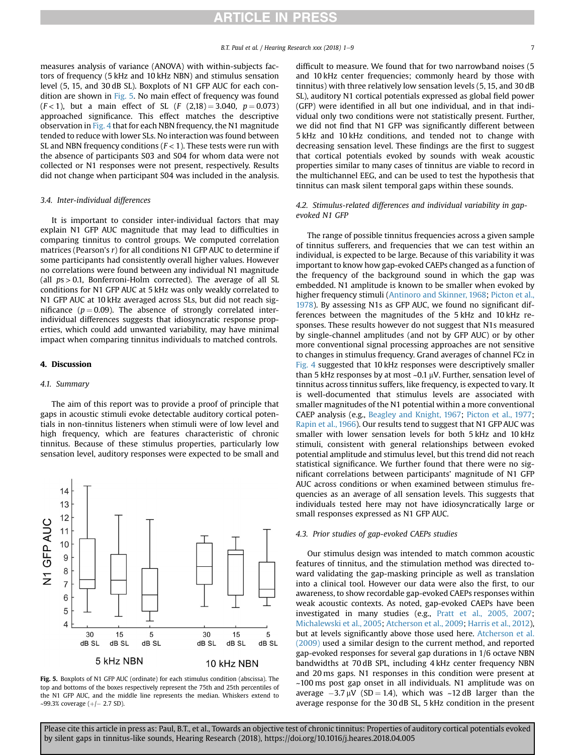measures analysis of variance (ANOVA) with within-subjects factors of frequency (5 kHz and 10 kHz NBN) and stimulus sensation level (5, 15, and 30 dB SL). Boxplots of N1 GFP AUC for each condition are shown in Fig. 5. No main effect of frequency was found ($F < 1$), but a main effect of SL ($F$ (2,18) = 3.040, $p = 0.073$) approached significance. This effect matches the descriptive observation in Fig. 4 that for each NBN frequency, the N1 magnitude tended to reduce with lower SLs. No interaction was found between SL and NBN frequency conditions ($F < 1$). These tests were run with the absence of participants S03 and S04 for whom data were not collected or N1 responses were not present, respectively. Results did not change when participant S04 was included in the analysis.

### 3.4. Inter-individual differences

It is important to consider inter-individual factors that may explain N1 GFP AUC magnitude that may lead to difficulties in comparing tinnitus to control groups. We computed correlation matrices (Pearson's $r$) for all conditions N1 GFP AUC to determine if some participants had consistently overall higher values. However no correlations were found between any individual N1 magnitude (all $p$s > 0.1, Bonferroni-Holm corrected). The average of all SL conditions for N1 GFP AUC at 5 kHz was only weakly correlated to N1 GFP AUC at 10 kHz averaged across SLs, but did not reach significance ($p = 0.09$). The absence of strongly correlated inter-individual differences suggests that idiosyncratic response properties, which could add unwanted variability, may have minimal impact when comparing tinnitus individuals to matched controls.

## 4. Discussion

### 4.1. Summary

The aim of this report was to provide a proof of principle that gaps in acoustic stimuli evoke detectable auditory cortical potentials in non-tinnitus listeners when stimuli were of low level and high frequency, which are features characteristic of chronic tinnitus. Because of these stimulus properties, particularly low sensation level, auditory responses were expected to be small and difficult to measure. We found that for two narrowband noises (5 and 10 kHz center frequencies; commonly heard by those with tinnitus) with three relatively low sensation levels (5, 15, and 30 dB SL), auditory N1 cortical potentials expressed as global field power (GFP) were identified in all but one individual, and in that individual only two conditions were not statistically present. Further, we did not find that N1 GFP was significantly different between 5 kHz and 10 kHz conditions, and tended not to change with decreasing sensation level. These findings are the first to suggest that cortical potentials evoked by sounds with weak acoustic properties similar to many cases of tinnitus are viable to record in the multichannel EEG, and can be used to test the hypothesis that tinnitus can mask silent temporal gaps within these sounds.

**Fig. 5.** Boxplots of N1 GFP AUC (ordinate) for each stimulus condition (abscissa). The top and bottoms of the boxes respectively represent the 75th and 25th percentiles of the N1 GFP AUC, and the middle line represents the median. Whiskers extend to ~99.3% coverage (+/− 2.7 SD).

### 4.2. Stimulus-related differences and individual variability in gap-evoked N1 GFP

The range of possible tinnitus frequencies across a given sample of tinnitus sufferers, and frequencies that we can test within an individual, is expected to be large. Because of this variability it was important to know how gap-evoked CAEPs changed as a function of the frequency of the background sound in which the gap was embedded. N1 amplitude is known to be smaller when evoked by higher frequency stimuli (Antinoro and Skinner, 1968; Picton et al., 1978). By assessing N1s as GFP AUC, we found no significant differences between the magnitudes of the 5 kHz and 10 kHz responses. These results however do not suggest that N1s measured by single-channel amplitudes (and not by GFP AUC) or by other more conventional signal processing approaches are not sensitive to changes in stimulus frequency. Grand averages of channel FCz in Fig. 4 suggested that 10 kHz responses were descriptively smaller than 5 kHz responses by at most ~0.1 μV. Further, sensation level of tinnitus across tinnitus sufferers, like frequency, is expected to vary. It is well-documented that stimulus levels are associated with smaller magnitudes of the N1 potential within a more conventional CAEP analysis (e.g., Beagley and Knight, 1967; Picton et al., 1977; Rapin et al., 1966). Our results tend to suggest that N1 GFP AUC was smaller with lower sensation levels for both 5 kHz and 10 kHz stimuli, consistent with general relationships between evoked potential amplitude and stimulus level, but this trend did not reach statistical significance. We further found that there were no significant correlations between participants' magnitude of N1 GFP AUC across conditions or when examined between stimulus frequencies as an average of all sensation levels. This suggests that individuals tested here may not have idiosyncratically large or small responses expressed as N1 GFP AUC.

### 4.3. Prior studies of gap-evoked CAEPs studies

Our stimulus design was intended to match common acoustic features of tinnitus, and the stimulation method was directed toward validating the gap-masking principle as well as translation into a clinical tool. However our data were also the first, to our awareness, to show recordable gap-evoked CAEPs responses within weak acoustic contexts. As noted, gap-evoked CAEPs have been investigated in many studies (e.g., Pratt et al., 2005, 2007; Michalewski et al., 2005; Atcherson et al., 2009; Harris et al., 2012), but at levels significantly above those used here. Atcherson et al. (2009) used a similar design to the current method, and reported gap-evoked responses for several gap durations in 1/6 octave NBN bandwidths at 70 dB SPL, including 4 kHz center frequency NBN and 20 ms gaps. N1 responses in this condition were present at ~100 ms post gap onset in all individuals. N1 amplitude was on average −3.7 μV (SD = 1.4), which was ~12 dB larger than the average response for the 30 dB SL, 5 kHz condition in the present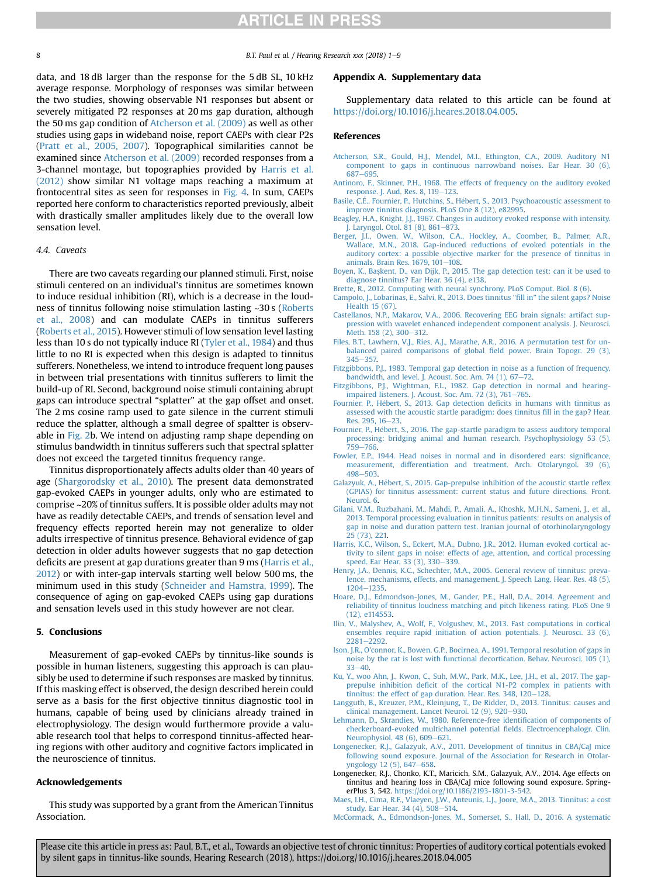data, and 18 dB larger than the response for the 5 dB SL, 10 kHz average response. Morphology of responses was similar between the two studies, showing observable N1 responses but absent or severely mitigated P2 responses at 20 ms gap duration, although the 50 ms gap condition of Atcherson et al. (2009) as well as other studies using gaps in wideband noise, report CAEPs with clear P2s (Pratt et al., 2005, 2007). Topographical similarities cannot be examined since Atcherson et al. (2009) recorded responses from a 3-channel montage, but topographies provided by Harris et al. (2012) show similar N1 voltage maps reaching a maximum at frontocentral sites as seen for responses in Fig. 4. In sum, CAEPs reported here conform to characteristics reported previously, albeit with drastically smaller amplitudes likely due to the overall low sensation level.

### 4.4. Caveats

There are two caveats regarding our planned stimuli. First, noise stimuli centered on an individual's tinnitus are sometimes known to induce residual inhibition (RI), which is a decrease in the loudness of tinnitus following noise stimulation lasting ~30 s (Roberts et al., 2008) and can modulate CAEPs in tinnitus sufferers (Roberts et al., 2015). However stimuli of low sensation level lasting less than 10 s do not typically induce RI (Tyler et al., 1984) and thus little to no RI is expected when this design is adapted to tinnitus sufferers. Nonetheless, we intend to introduce frequent long pauses in between trial presentations with tinnitus sufferers to limit the build-up of RI. Second, background noise stimuli containing abrupt gaps can introduce spectral "splatter" at the gap offset and onset. The 2 ms cosine ramp used to gate silence in the current stimuli reduce the splatter, although a small degree of spaltter is observable in Fig. 2b. We intend on adjusting ramp shape depending on stimulus bandwidth in tinnitus sufferers such that spectral splatter does not exceed the targeted tinnitus frequency range.

Tinnitus disproportionately affects adults older than 40 years of age (Shargorodsky et al., 2010). The present data demonstrated gap-evoked CAEPs in younger adults, only who are estimated to comprise ~20% of tinnitus suffers. It is possible older adults may not have as readily detectable CAEPs, and trends of sensation level and frequency effects reported herein may not generalize to older adults irrespective of tinnitus presence. Behavioral evidence of gap detection in older adults however suggests that no gap detection deficits are present at gap durations greater than 9 ms (Harris et al., 2012) or with inter-gap intervals starting well below 500 ms, the minimum used in this study (Schneider and Hamstra, 1999). The consequence of aging on gap-evoked CAEPs using gap durations and sensation levels used in this study however are not clear.

## 5. Conclusions

Measurement of gap-evoked CAEPs by tinnitus-like sounds is possible in human listeners, suggesting this approach is can plausibly be used to determine if such responses are masked by tinnitus. If this masking effect is observed, the design described herein could serve as a basis for the first objective tinnitus diagnostic tool in humans, capable of being used by clinicians already trained in electrophysiology. The design would furthermore provide a valuable research tool that helps to correspond tinnitus-affected hearing regions with other auditory and cognitive factors implicated in the neuroscience of tinnitus.

## Acknowledgements

This study was supported by a grant from the American Tinnitus Association.

## Appendix A. Supplementary data

Supplementary data related to this article can be found at https://doi.org/10.1016/j.heares.2018.04.005.

## References

Atcherson, S.R., Gould, H.J., Mendel, M.I., Ethington, C.A., 2009. Auditory N1 component to gaps in continuous narrowband noises. Ear Hear. 30 (6), 687–695.

Antinoro, F., Skinner, P.H., 1968. The effects of frequency on the auditory evoked response. J. Aud. Res. 8, 119–123.

Basile, C.É., Fournier, P., Hutchins, S., Hébert, S., 2013. Psychoacoustic assessment to improve tinnitus diagnosis. PLoS One 8 (12), e82995.

Beagley, H.A., Knight, J.J., 1967. Changes in auditory evoked response with intensity. J. Laryngol. Otol. 81 (8), 861–873.

Berger, J.I., Owen, W., Wilson, C.A., Hockley, A., Coomber, B., Palmer, A.R., Wallace, M.N., 2018. Gap-induced reductions of evoked potentials in the auditory cortex: a possible objective marker for the presence of tinnitus in animals. Brain Res. 1679, 101–108.

Boyen, K., Başkent, D., van Dijk, P., 2015. The gap detection test: can it be used to diagnose tinnitus? Ear Hear. 36 (4), e138.

Brette, R., 2012. Computing with neural synchrony. PLoS Comput. Biol. 8 (6).

Campolo, J., Lobarinas, E., Salvi, R., 2013. Does tinnitus "fill in" the silent gaps? Noise Health 15 (67).

Castellanos, N.P., Makarov, V.A., 2006. Recovering EEG brain signals: artifact suppression with wavelet enhanced independent component analysis. J. Neurosci. Meth. 158 (2), 300–312.

Files, B.T., Lawhern, V.J., Ries, A.J., Marathe, A.R., 2016. A permutation test for unbalanced paired comparisons of global field power. Brain Topogr. 29 (3), 345–357.

Fitzgibbons, P.J., 1983. Temporal gap detection in noise as a function of frequency, bandwidth, and level. J. Acoust. Soc. Am. 74 (1), 67–72.

Fitzgibbons, P.J., Wightman, F.L., 1982. Gap detection in normal and hearing-impaired listeners. J. Acoust. Soc. Am. 72 (3), 761–765.

Fournier, P., Hébert, S., 2013. Gap detection deficits in humans with tinnitus as assessed with the acoustic startle paradigm: does tinnitus fill in the gap? Hear. Res. 295, 16–23.

Fournier, P., Hébert, S., 2016. The gap-startle paradigm to assess auditory temporal processing: bridging animal and human research. Psychophysiology 53 (5), 759–766.

Fowler, E.P., 1944. Head noises in normal and in disordered ears: significance, measurement, differentiation and treatment. Arch. Otolaryngol. 39 (6), 498–503.

Galazyuk, A., Hébert, S., 2015. Gap-prepulse inhibition of the acoustic startle reflex (GPIAS) for tinnitus assessment: current status and future directions. Front. Neurol. 6.

Gilani, V.M., Ruzbahani, M., Mahdi, P., Amali, A., Khoshk, M.H.N., Sameni, J., et al., 2013. Temporal processing evaluation in tinnitus patients: results on analysis of gap in noise and duration pattern test. Iranian journal of otorhinolaryngology 25 (73), 221.

Harris, K.C., Wilson, S., Eckert, M.A., Dubno, J.R., 2012. Human evoked cortical activity to silent gaps in noise: effects of age, attention, and cortical processing speed. Ear Hear. 33 (3), 330–339.

Henry, J.A., Dennis, K.C., Schechter, M.A., 2005. General review of tinnitus: prevalence, mechanisms, effects, and management. J. Speech Lang. Hear. Res. 48 (5), 1204–1235.

Hoare, D.J., Edmondson-Jones, M., Gander, P.E., Hall, D.A., 2014. Agreement and reliability of tinnitus loudness matching and pitch likeness rating. PLoS One 9 (12), e114553.

Ilin, V., Malyshev, A., Wolf, F., Volgushev, M., 2013. Fast computations in cortical ensembles require rapid initiation of action potentials. J. Neurosci. 33 (6), 2281–2292.

Ison, J.R., O'connor, K., Bowen, G.P., Bocirnea, A., 1991. Temporal resolution of gaps in noise by the rat is lost with functional decortication. Behav. Neurosci. 105 (1), 33–40.

Ku, Y., woo Ahn, J., Kwon, C., Suh, M.W., Park, M.K., Lee, J.H., et al., 2017. The gap-prepulse inhibition deficit of the cortical N1-P2 complex in patients with tinnitus: the effect of gap duration. Hear. Res. 348, 120–128.

Langguth, B., Kreuzer, P.M., Kleinjung, T., De Ridder, D., 2013. Tinnitus: causes and clinical management. Lancet Neurol. 12 (9), 920–930.

Lehmann, D., Skrandies, W., 1980. Reference-free identification of components of checkerboard-evoked multichannel potential fields. Electroencephalogr. Clin. Neurophysiol. 48 (6), 609–621.

Longenecker, R.J., Galazyuk, A.V., 2011. Development of tinnitus in CBA/CaJ mice following sound exposure. Journal of the Association for Research in Otolaryngology 12 (5), 647–658.

Longenecker, R.J., Chonko, K.T., Maricich, S.M., Galazyuk, A.V., 2014. Age effects on tinnitus and hearing loss in CBA/CaJ mice following sound exposure. SpringerPlus 3, 542. https://doi.org/10.1186/2193-1801-3-542.

Maes, I.H., Cima, R.F., Vlaeyen, J.W., Anteunis, L.J., Joore, M.A., 2013. Tinnitus: a cost study. Ear Hear. 34 (4), 508–514.

McCormack, A., Edmondson-Jones, M., Somerset, S., Hall, D., 2016. A systematic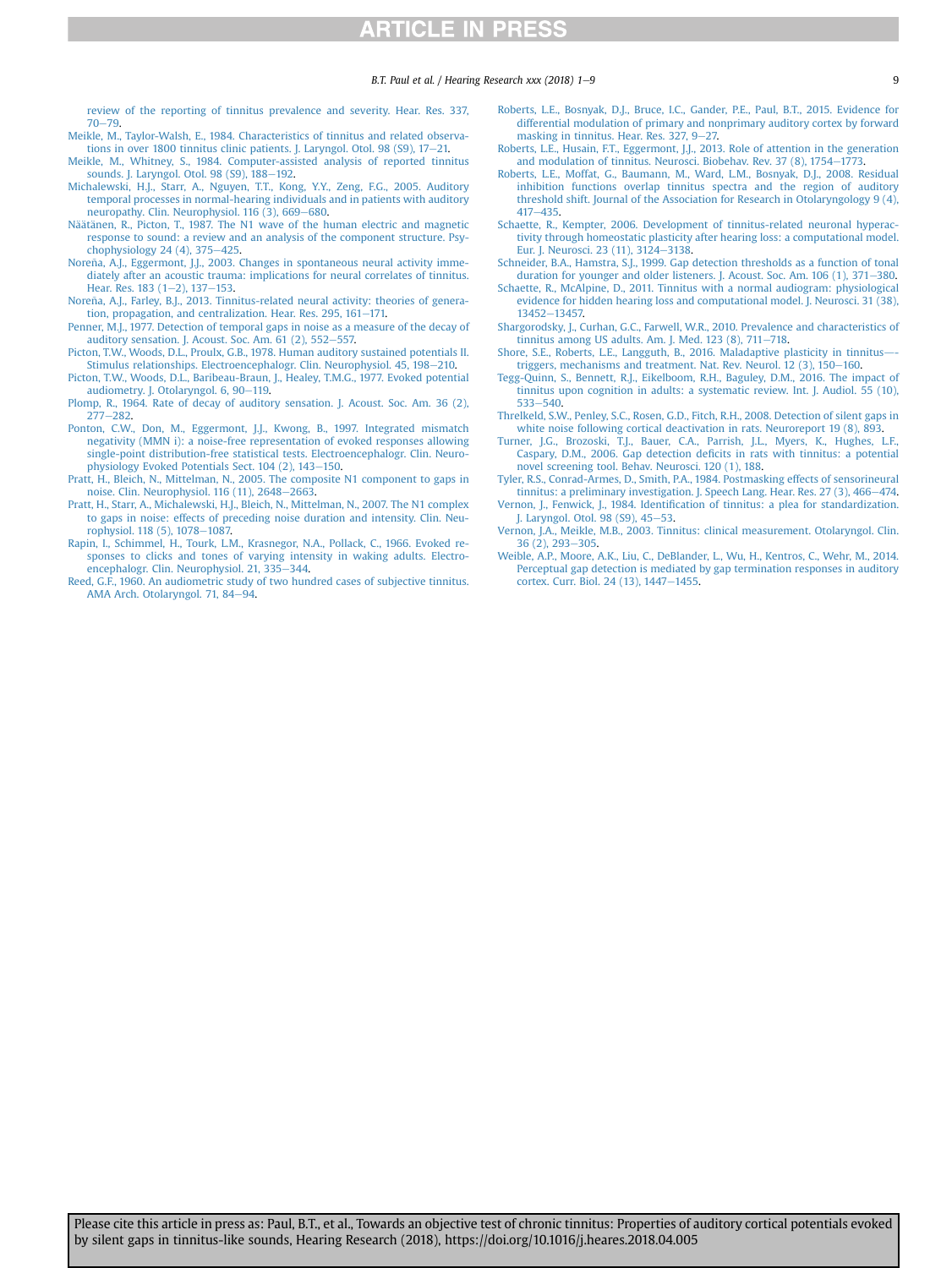review of the reporting of tinnitus prevalence and severity. Hear. Res. 337, 70–79.

Meikle, M., Taylor-Walsh, E., 1984. Characteristics of tinnitus and related observations in over 1800 tinnitus clinic patients. J. Laryngol. Otol. 98 (S9), 17–21.

Meikle, M., Whitney, S., 1984. Computer-assisted analysis of reported tinnitus sounds. J. Laryngol. Otol. 98 (S9), 188–192.

Michalewski, H.J., Starr, A., Nguyen, T.T., Kong, Y.Y., Zeng, F.G., 2005. Auditory temporal processes in normal-hearing individuals and in patients with auditory neuropathy. Clin. Neurophysiol. 116 (3), 669–680.

Näätänen, R., Picton, T., 1987. The N1 wave of the human electric and magnetic response to sound: a review and an analysis of the component structure. Psychophysiology 24 (4), 375–425.

Noreña, A.J., Eggermont, J.J., 2003. Changes in spontaneous neural activity immediately after an acoustic trauma: implications for neural correlates of tinnitus. Hear. Res. 183 (1–2), 137–153.

Noreña, A.J., Farley, B.J., 2013. Tinnitus-related neural activity: theories of generation, propagation, and centralization. Hear. Res. 295, 161–171.

Penner, M.J., 1977. Detection of temporal gaps in noise as a measure of the decay of auditory sensation. J. Acoust. Soc. Am. 61 (2), 552–557.

Picton, T.W., Woods, D.L., Proulx, G.B., 1978. Human auditory sustained potentials II. Stimulus relationships. Electroencephalogr. Clin. Neurophysiol. 45, 198–210.

Picton, T.W., Woods, D.L., Baribeau-Braun, J., Healey, T.M.G., 1977. Evoked potential audiometry. J. Otolaryngol. 6, 90–119.

Plomp, R., 1964. Rate of decay of auditory sensation. J. Acoust. Soc. Am. 36 (2), 277–282.

Ponton, C.W., Don, M., Eggermont, J.J., Kwong, B., 1997. Integrated mismatch negativity (MMN i): a noise-free representation of evoked responses allowing single-point distribution-free statistical tests. Electroencephalogr. Clin. Neurophysiology Evoked Potentials Sect. 104 (2), 143–150.

Pratt, H., Bleich, N., Mittelman, N., 2005. The composite N1 component to gaps in noise. Clin. Neurophysiol. 116 (11), 2648–2663.

Pratt, H., Starr, A., Michalewski, H.J., Bleich, N., Mittelman, N., 2007. The N1 complex to gaps in noise: effects of preceding noise duration and intensity. Clin. Neurophysiol. 118 (5), 1078–1087.

Rapin, I., Schimmel, H., Tourk, L.M., Krasnegor, N.A., Pollack, C., 1966. Evoked responses to clicks and tones of varying intensity in waking adults. Electroencephalogr. Clin. Neurophysiol. 21, 335–344.

Reed, G.F., 1960. An audiometric study of two hundred cases of subjective tinnitus. AMA Arch. Otolaryngol. 71, 84–94.

Roberts, L.E., Bosnyak, D.J., Bruce, I.C., Gander, P.E., Paul, B.T., 2015. Evidence for differential modulation of primary and nonprimary auditory cortex by forward masking in tinnitus. Hear. Res. 327, 9–27.

Roberts, L.E., Husain, F.T., Eggermont, J.J., 2013. Role of attention in the generation and modulation of tinnitus. Neurosci. Biobehav. Rev. 37 (8), 1754–1773.

Roberts, L.E., Moffat, G., Baumann, M., Ward, L.M., Bosnyak, D.J., 2008. Residual inhibition functions overlap tinnitus spectra and the region of auditory threshold shift. Journal of the Association for Research in Otolaryngology 9 (4), 417–435.

Schaette, R., Kempter, 2006. Development of tinnitus-related neuronal hyperactivity through homeostatic plasticity after hearing loss: a computational model. Eur. J. Neurosci. 23 (11), 3124–3138.

Schneider, B.A., Hamstra, S.J., 1999. Gap detection thresholds as a function of tonal duration for younger and older listeners. J. Acoust. Soc. Am. 106 (1), 371–380.

Schaette, R., McAlpine, D., 2011. Tinnitus with a normal audiogram: physiological evidence for hidden hearing loss and computational model. J. Neurosci. 31 (38), 13452–13457.

Shargorodsky, J., Curhan, G.C., Farwell, W.R., 2010. Prevalence and characteristics of tinnitus among US adults. Am. J. Med. 123 (8), 711–718.

Shore, S.E., Roberts, L.E., Langguth, B., 2016. Maladaptive plasticity in tinnitus—triggers, mechanisms and treatment. Nat. Rev. Neurol. 12 (3), 150–160.

Tegg-Quinn, S., Bennett, R.J., Eikelboom, R.H., Baguley, D.M., 2016. The impact of tinnitus upon cognition in adults: a systematic review. Int. J. Audiol. 55 (10), 533–540.

Threlkeld, S.W., Penley, S.C., Rosen, G.D., Fitch, R.H., 2008. Detection of silent gaps in white noise following cortical deactivation in rats. Neuroreport 19 (8), 893.

Turner, J.G., Brozoski, T.J., Bauer, C.A., Parrish, J.L., Myers, K., Hughes, L.F., Caspary, D.M., 2006. Gap detection deficits in rats with tinnitus: a potential novel screening tool. Behav. Neurosci. 120 (1), 188.

Tyler, R.S., Conrad-Armes, D., Smith, P.A., 1984. Postmasking effects of sensorineural tinnitus: a preliminary investigation. J. Speech Lang. Hear. Res. 27 (3), 466–474.

Vernon, J., Fenwick, J., 1984. Identification of tinnitus: a plea for standardization. J. Laryngol. Otol. 98 (S9), 45–53.

Vernon, J.A., Meikle, M.B., 2003. Tinnitus: clinical measurement. Otolaryngol. Clin. 36 (2), 293–305.

Weible, A.P., Moore, A.K., Liu, C., DeBlander, L., Wu, H., Kentros, C., Wehr, M., 2014. Perceptual gap detection is mediated by gap termination responses in auditory cortex. Curr. Biol. 24 (13), 1447–1455.

Please cite this article in press as: Paul, B.T., et al., Towards an objective test of chronic tinnitus: Properties of auditory cortical potentials evoked by silent gaps in tinnitus-like sounds, Hearing Research (2018), https://doi.org/10.1016/j.heares.2018.04.005